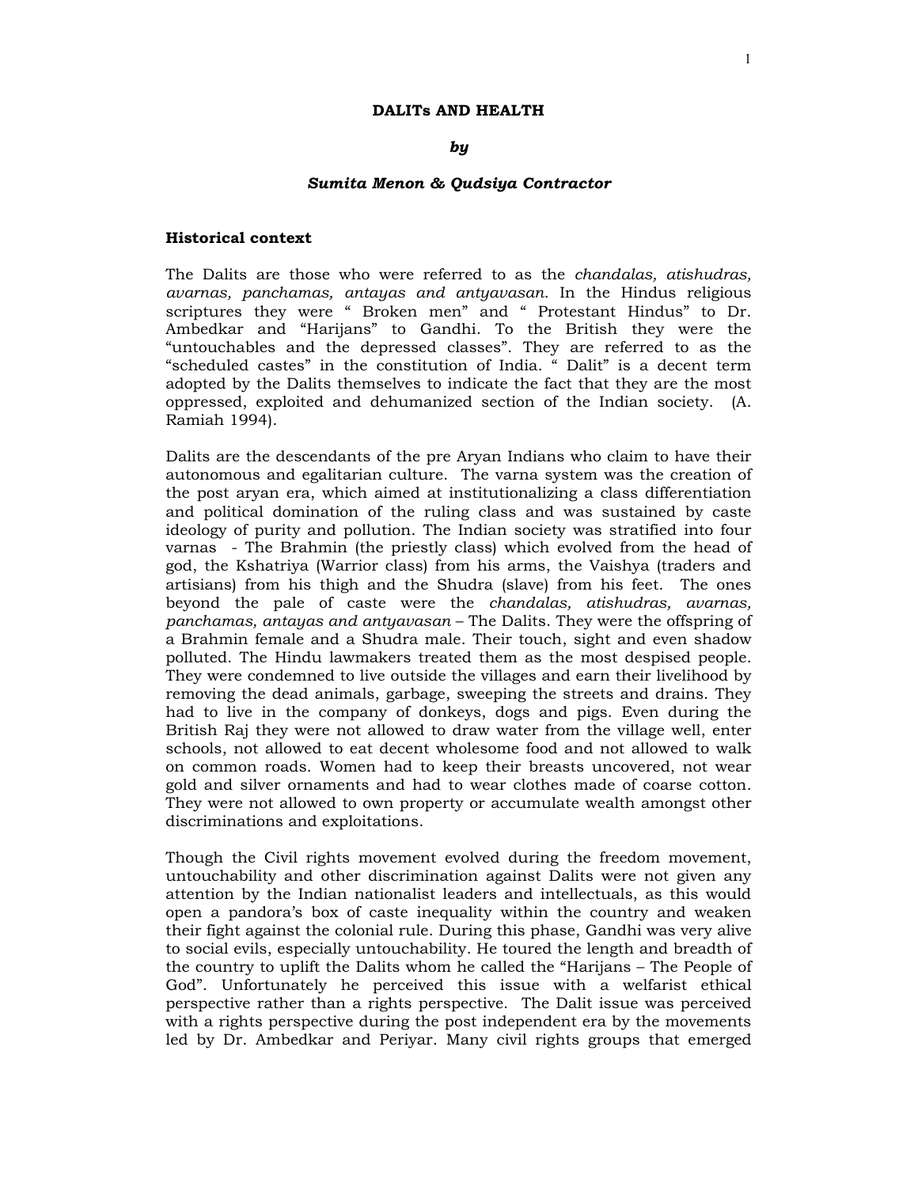# DALITs AND HEALTH

***by***

***Sumita Menon & Qudsiya Contractor***

## Historical context

The Dalits are those who were referred to as the *chandalas, atishudras, avarnas, panchamas, antayas and antyavasan.* In the Hindus religious scriptures they were " Broken men" and " Protestant Hindus" to Dr. Ambedkar and "Harijans" to Gandhi. To the British they were the "untouchables and the depressed classes". They are referred to as the "scheduled castes" in the constitution of India. " Dalit" is a decent term adopted by the Dalits themselves to indicate the fact that they are the most oppressed, exploited and dehumanized section of the Indian society. (A. Ramiah 1994).

Dalits are the descendants of the pre Aryan Indians who claim to have their autonomous and egalitarian culture. The varna system was the creation of the post aryan era, which aimed at institutionalizing a class differentiation and political domination of the ruling class and was sustained by caste ideology of purity and pollution. The Indian society was stratified into four varnas - The Brahmin (the priestly class) which evolved from the head of god, the Kshatriya (Warrior class) from his arms, the Vaishya (traders and artisians) from his thigh and the Shudra (slave) from his feet. The ones beyond the pale of caste were the *chandalas, atishudras, avarnas, panchamas, antayas and antyavasan* – The Dalits. They were the offspring of a Brahmin female and a Shudra male. Their touch, sight and even shadow polluted. The Hindu lawmakers treated them as the most despised people. They were condemned to live outside the villages and earn their livelihood by removing the dead animals, garbage, sweeping the streets and drains. They had to live in the company of donkeys, dogs and pigs. Even during the British Raj they were not allowed to draw water from the village well, enter schools, not allowed to eat decent wholesome food and not allowed to walk on common roads. Women had to keep their breasts uncovered, not wear gold and silver ornaments and had to wear clothes made of coarse cotton. They were not allowed to own property or accumulate wealth amongst other discriminations and exploitations.

Though the Civil rights movement evolved during the freedom movement, untouchability and other discrimination against Dalits were not given any attention by the Indian nationalist leaders and intellectuals, as this would open a pandora's box of caste inequality within the country and weaken their fight against the colonial rule. During this phase, Gandhi was very alive to social evils, especially untouchability. He toured the length and breadth of the country to uplift the Dalits whom he called the "Harijans – The People of God". Unfortunately he perceived this issue with a welfarist ethical perspective rather than a rights perspective. The Dalit issue was perceived with a rights perspective during the post independent era by the movements led by Dr. Ambedkar and Periyar. Many civil rights groups that emerged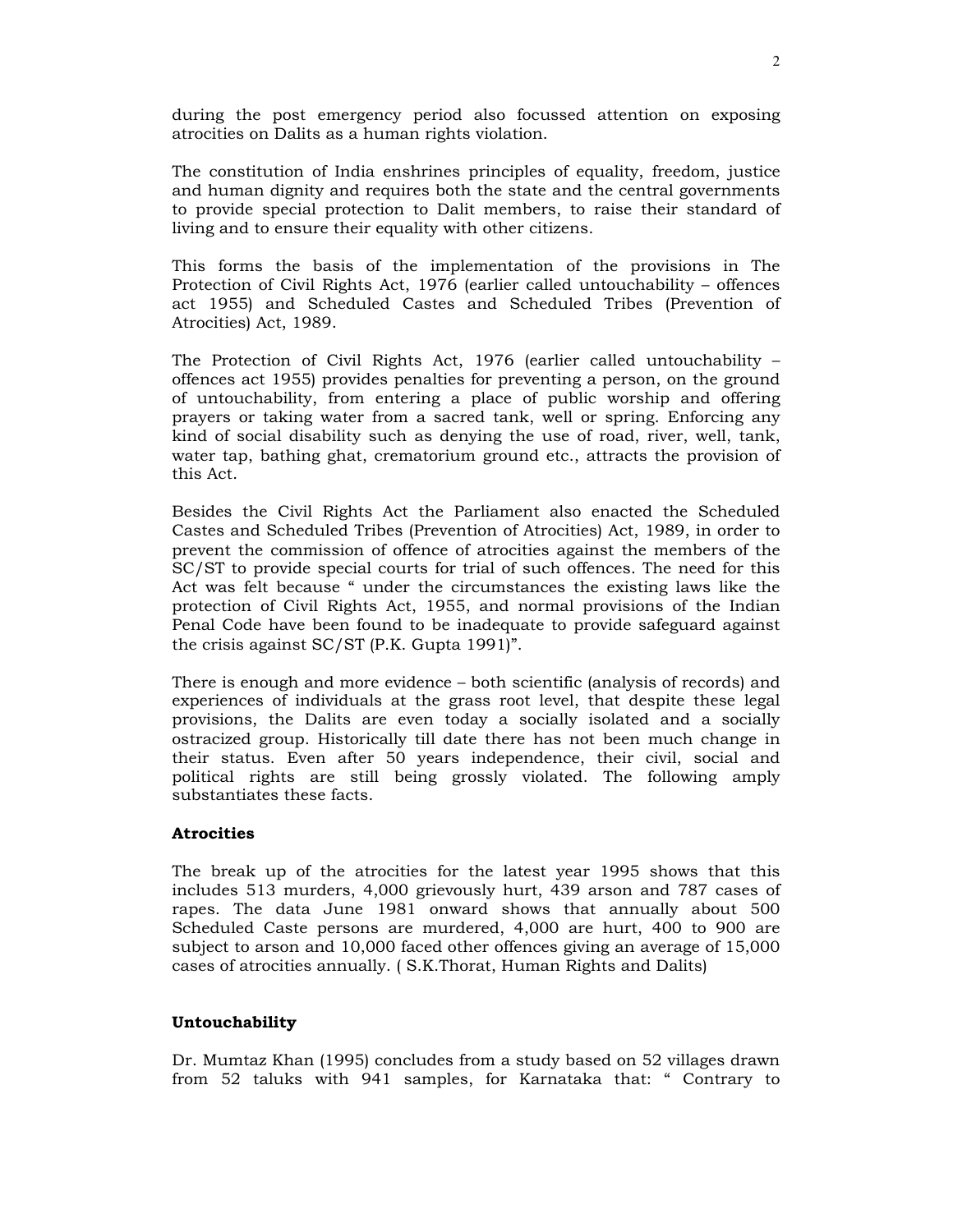during the post emergency period also focussed attention on exposing atrocities on Dalits as a human rights violation.

The constitution of India enshrines principles of equality, freedom, justice and human dignity and requires both the state and the central governments to provide special protection to Dalit members, to raise their standard of living and to ensure their equality with other citizens.

This forms the basis of the implementation of the provisions in The Protection of Civil Rights Act, 1976 (earlier called untouchability – offences act 1955) and Scheduled Castes and Scheduled Tribes (Prevention of Atrocities) Act, 1989.

The Protection of Civil Rights Act, 1976 (earlier called untouchability – offences act 1955) provides penalties for preventing a person, on the ground of untouchability, from entering a place of public worship and offering prayers or taking water from a sacred tank, well or spring. Enforcing any kind of social disability such as denying the use of road, river, well, tank, water tap, bathing ghat, crematorium ground etc., attracts the provision of this Act.

Besides the Civil Rights Act the Parliament also enacted the Scheduled Castes and Scheduled Tribes (Prevention of Atrocities) Act, 1989, in order to prevent the commission of offence of atrocities against the members of the SC/ST to provide special courts for trial of such offences. The need for this Act was felt because " under the circumstances the existing laws like the protection of Civil Rights Act, 1955, and normal provisions of the Indian Penal Code have been found to be inadequate to provide safeguard against the crisis against SC/ST (P.K. Gupta 1991)".

There is enough and more evidence – both scientific (analysis of records) and experiences of individuals at the grass root level, that despite these legal provisions, the Dalits are even today a socially isolated and a socially ostracized group. Historically till date there has not been much change in their status. Even after 50 years independence, their civil, social and political rights are still being grossly violated. The following amply substantiates these facts.

**Atrocities**

The break up of the atrocities for the latest year 1995 shows that this includes 513 murders, 4,000 grievously hurt, 439 arson and 787 cases of rapes. The data June 1981 onward shows that annually about 500 Scheduled Caste persons are murdered, 4,000 are hurt, 400 to 900 are subject to arson and 10,000 faced other offences giving an average of 15,000 cases of atrocities annually. ( S.K.Thorat, Human Rights and Dalits)

**Untouchability**

Dr. Mumtaz Khan (1995) concludes from a study based on 52 villages drawn from 52 taluks with 941 samples, for Karnataka that: " Contrary to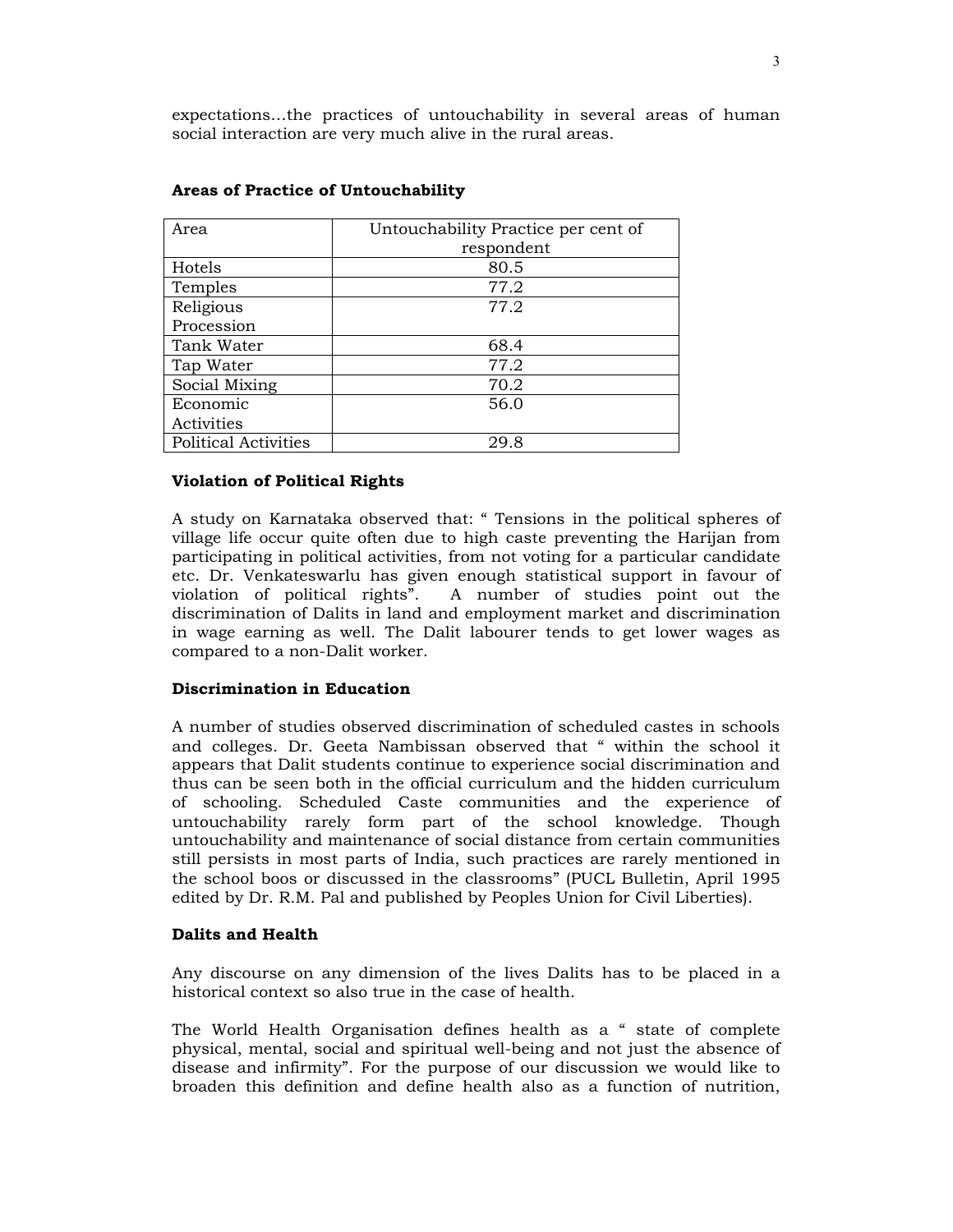expectations…the practices of untouchability in several areas of human social interaction are very much alive in the rural areas.

**Areas of Practice of Untouchability**

| Area | Untouchability Practice per cent of respondent |
|---|---|
| Hotels | 80.5 |
| Temples | 77.2 |
| Religious Procession | 77.2 |
| Tank Water | 68.4 |
| Tap Water | 77.2 |
| Social Mixing | 70.2 |
| Economic Activities | 56.0 |
| Political Activities | 29.8 |

**Violation of Political Rights**

A study on Karnataka observed that: " Tensions in the political spheres of village life occur quite often due to high caste preventing the Harijan from participating in political activities, from not voting for a particular candidate etc. Dr. Venkateswarlu has given enough statistical support in favour of violation of political rights". A number of studies point out the discrimination of Dalits in land and employment market and discrimination in wage earning as well. The Dalit labourer tends to get lower wages as compared to a non-Dalit worker.

**Discrimination in Education**

A number of studies observed discrimination of scheduled castes in schools and colleges. Dr. Geeta Nambissan observed that " within the school it appears that Dalit students continue to experience social discrimination and thus can be seen both in the official curriculum and the hidden curriculum of schooling. Scheduled Caste communities and the experience of untouchability rarely form part of the school knowledge. Though untouchability and maintenance of social distance from certain communities still persists in most parts of India, such practices are rarely mentioned in the school boos or discussed in the classrooms" (PUCL Bulletin, April 1995 edited by Dr. R.M. Pal and published by Peoples Union for Civil Liberties).

**Dalits and Health**

Any discourse on any dimension of the lives Dalits has to be placed in a historical context so also true in the case of health.

The World Health Organisation defines health as a " state of complete physical, mental, social and spiritual well-being and not just the absence of disease and infirmity". For the purpose of our discussion we would like to broaden this definition and define health also as a function of nutrition,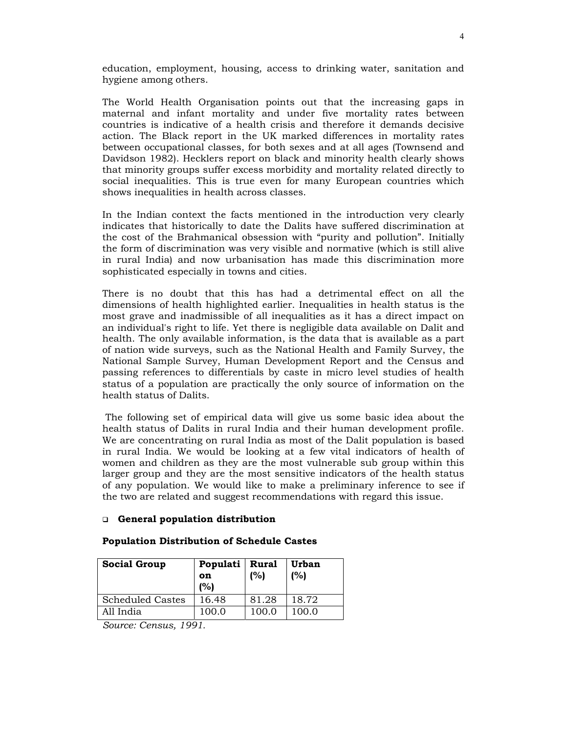education, employment, housing, access to drinking water, sanitation and hygiene among others.

The World Health Organisation points out that the increasing gaps in maternal and infant mortality and under five mortality rates between countries is indicative of a health crisis and therefore it demands decisive action. The Black report in the UK marked differences in mortality rates between occupational classes, for both sexes and at all ages (Townsend and Davidson 1982). Hecklers report on black and minority health clearly shows that minority groups suffer excess morbidity and mortality related directly to social inequalities. This is true even for many European countries which shows inequalities in health across classes.

In the Indian context the facts mentioned in the introduction very clearly indicates that historically to date the Dalits have suffered discrimination at the cost of the Brahmanical obsession with "purity and pollution". Initially the form of discrimination was very visible and normative (which is still alive in rural India) and now urbanisation has made this discrimination more sophisticated especially in towns and cities.

There is no doubt that this has had a detrimental effect on all the dimensions of health highlighted earlier. Inequalities in health status is the most grave and inadmissible of all inequalities as it has a direct impact on an individual's right to life. Yet there is negligible data available on Dalit and health. The only available information, is the data that is available as a part of nation wide surveys, such as the National Health and Family Survey, the National Sample Survey, Human Development Report and the Census and passing references to differentials by caste in micro level studies of health status of a population are practically the only source of information on the health status of Dalits.

The following set of empirical data will give us some basic idea about the health status of Dalits in rural India and their human development profile. We are concentrating on rural India as most of the Dalit population is based in rural India. We would be looking at a few vital indicators of health of women and children as they are the most vulnerable sub group within this larger group and they are the most sensitive indicators of the health status of any population. We would like to make a preliminary inference to see if the two are related and suggest recommendations with regard this issue.

- **General population distribution**

**Population Distribution of Schedule Castes**

| Social Group | Population (%) | Rural (%) | Urban (%) |
|---|---|---|---|
| Scheduled Castes | 16.48 | 81.28 | 18.72 |
| All India | 100.0 | 100.0 | 100.0 |

*Source: Census, 1991.*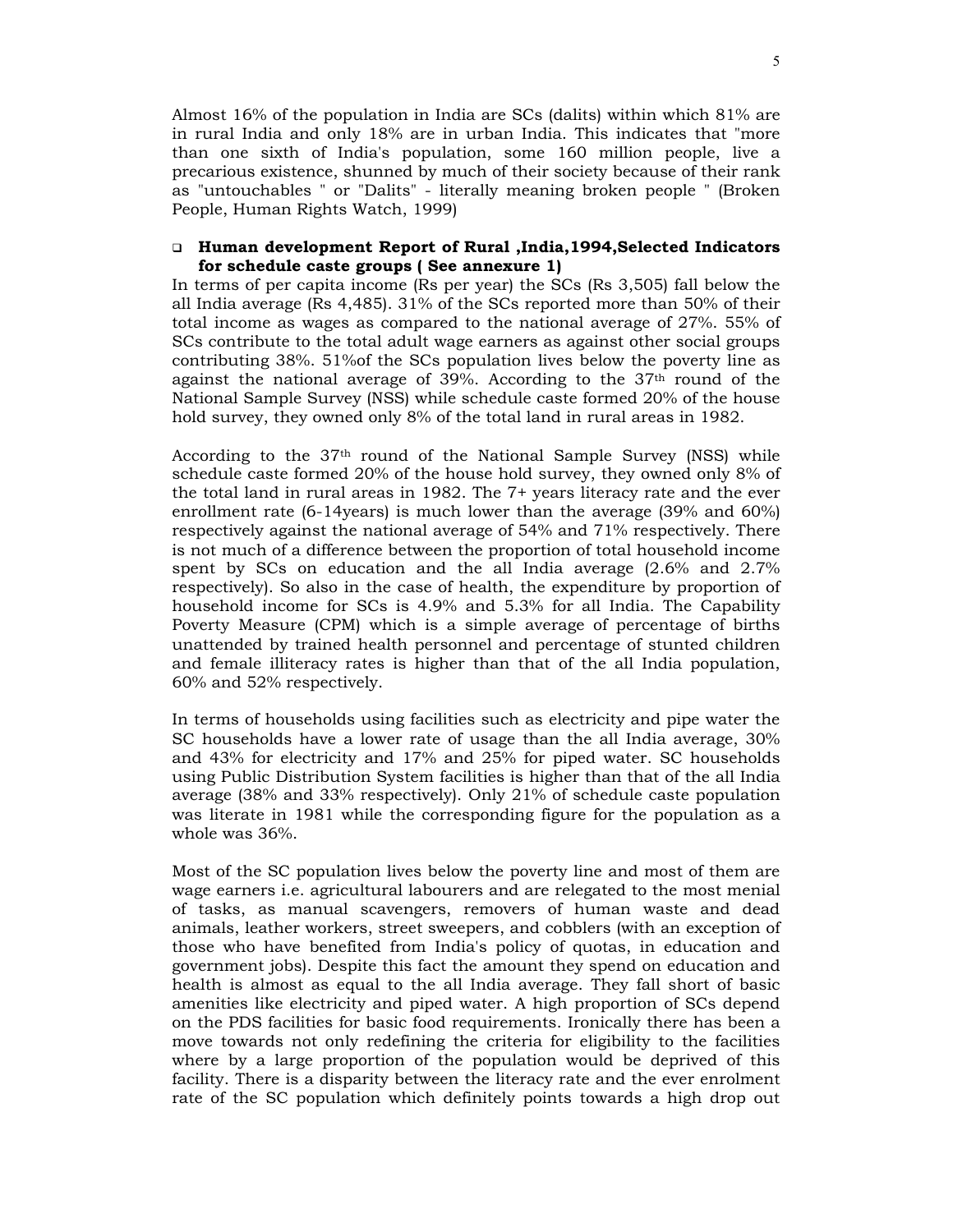Almost 16% of the population in India are SCs (dalits) within which 81% are in rural India and only 18% are in urban India. This indicates that "more than one sixth of India's population, some 160 million people, live a precarious existence, shunned by much of their society because of their rank as "untouchables " or "Dalits" - literally meaning broken people " (Broken People, Human Rights Watch, 1999)

- **Human development Report of Rural ,India,1994,Selected Indicators for schedule caste groups ( See annexure 1)**

In terms of per capita income (Rs per year) the SCs (Rs 3,505) fall below the all India average (Rs 4,485). 31% of the SCs reported more than 50% of their total income as wages as compared to the national average of 27%. 55% of SCs contribute to the total adult wage earners as against other social groups contributing 38%. 51%of the SCs population lives below the poverty line as against the national average of 39%. According to the 37th round of the National Sample Survey (NSS) while schedule caste formed 20% of the house hold survey, they owned only 8% of the total land in rural areas in 1982.

According to the 37th round of the National Sample Survey (NSS) while schedule caste formed 20% of the house hold survey, they owned only 8% of the total land in rural areas in 1982. The 7+ years literacy rate and the ever enrollment rate (6-14years) is much lower than the average (39% and 60%) respectively against the national average of 54% and 71% respectively. There is not much of a difference between the proportion of total household income spent by SCs on education and the all India average (2.6% and 2.7% respectively). So also in the case of health, the expenditure by proportion of household income for SCs is 4.9% and 5.3% for all India. The Capability Poverty Measure (CPM) which is a simple average of percentage of births unattended by trained health personnel and percentage of stunted children and female illiteracy rates is higher than that of the all India population, 60% and 52% respectively.

In terms of households using facilities such as electricity and pipe water the SC households have a lower rate of usage than the all India average, 30% and 43% for electricity and 17% and 25% for piped water. SC households using Public Distribution System facilities is higher than that of the all India average (38% and 33% respectively). Only 21% of schedule caste population was literate in 1981 while the corresponding figure for the population as a whole was 36%.

Most of the SC population lives below the poverty line and most of them are wage earners i.e. agricultural labourers and are relegated to the most menial of tasks, as manual scavengers, removers of human waste and dead animals, leather workers, street sweepers, and cobblers (with an exception of those who have benefited from India's policy of quotas, in education and government jobs). Despite this fact the amount they spend on education and health is almost as equal to the all India average. They fall short of basic amenities like electricity and piped water. A high proportion of SCs depend on the PDS facilities for basic food requirements. Ironically there has been a move towards not only redefining the criteria for eligibility to the facilities where by a large proportion of the population would be deprived of this facility. There is a disparity between the literacy rate and the ever enrolment rate of the SC population which definitely points towards a high drop out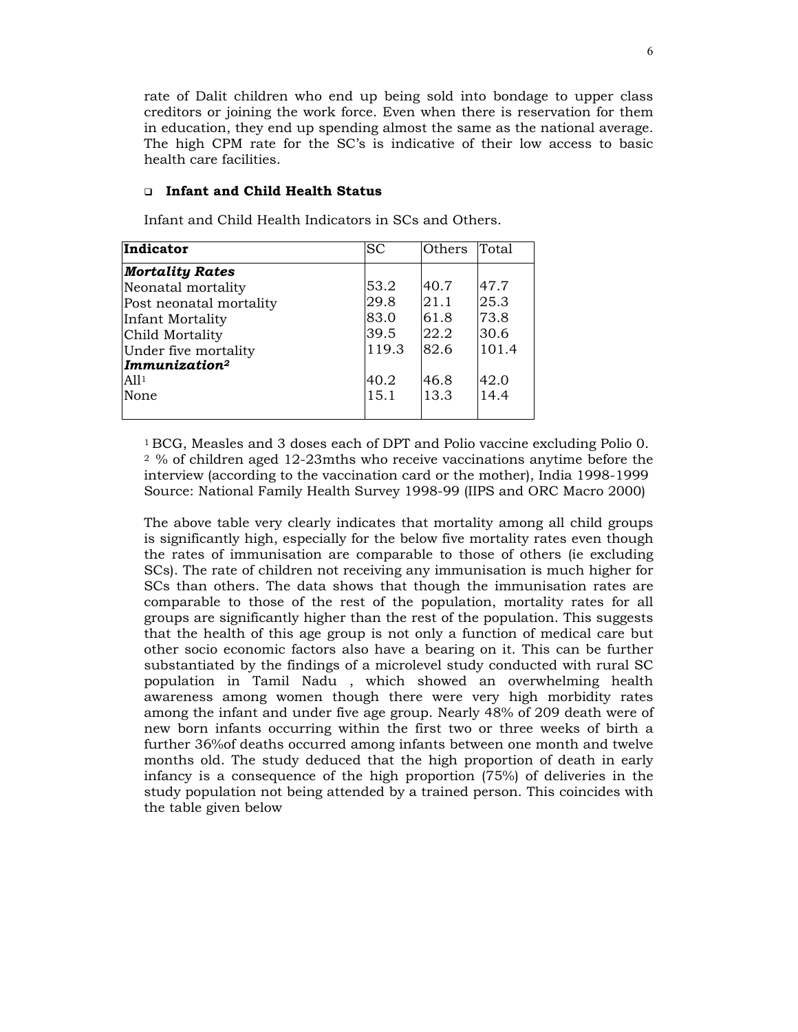rate of Dalit children who end up being sold into bondage to upper class creditors or joining the work force. Even when there is reservation for them in education, they end up spending almost the same as the national average. The high CPM rate for the SC's is indicative of their low access to basic health care facilities.

- **Infant and Child Health Status**

Infant and Child Health Indicators in SCs and Others.

| **Indicator** | SC | Others | Total |
|---|---|---|---|
| ***Mortality Rates*** | | | |
| Neonatal mortality | 53.2 | 40.7 | 47.7 |
| Post neonatal mortality | 29.8 | 21.1 | 25.3 |
| Infant Mortality | 83.0 | 61.8 | 73.8 |
| Child Mortality | 39.5 | 22.2 | 30.6 |
| Under five mortality | 119.3 | 82.6 | 101.4 |
| ***Immunization[2]*** | | | |
| All[1] | 40.2 | 46.8 | 42.0 |
| None | 15.1 | 13.3 | 14.4 |

[1] BCG, Measles and 3 doses each of DPT and Polio vaccine excluding Polio 0.
[2] % of children aged 12-23mths who receive vaccinations anytime before the interview (according to the vaccination card or the mother), India 1998-1999
Source: National Family Health Survey 1998-99 (IIPS and ORC Macro 2000)

The above table very clearly indicates that mortality among all child groups is significantly high, especially for the below five mortality rates even though the rates of immunisation are comparable to those of others (ie excluding SCs). The rate of children not receiving any immunisation is much higher for SCs than others. The data shows that though the immunisation rates are comparable to those of the rest of the population, mortality rates for all groups are significantly higher than the rest of the population. This suggests that the health of this age group is not only a function of medical care but other socio economic factors also have a bearing on it. This can be further substantiated by the findings of a microlevel study conducted with rural SC population in Tamil Nadu , which showed an overwhelming health awareness among women though there were very high morbidity rates among the infant and under five age group. Nearly 48% of 209 death were of new born infants occurring within the first two or three weeks of birth a further 36%of deaths occurred among infants between one month and twelve months old. The study deduced that the high proportion of death in early infancy is a consequence of the high proportion (75%) of deliveries in the study population not being attended by a trained person. This coincides with the table given below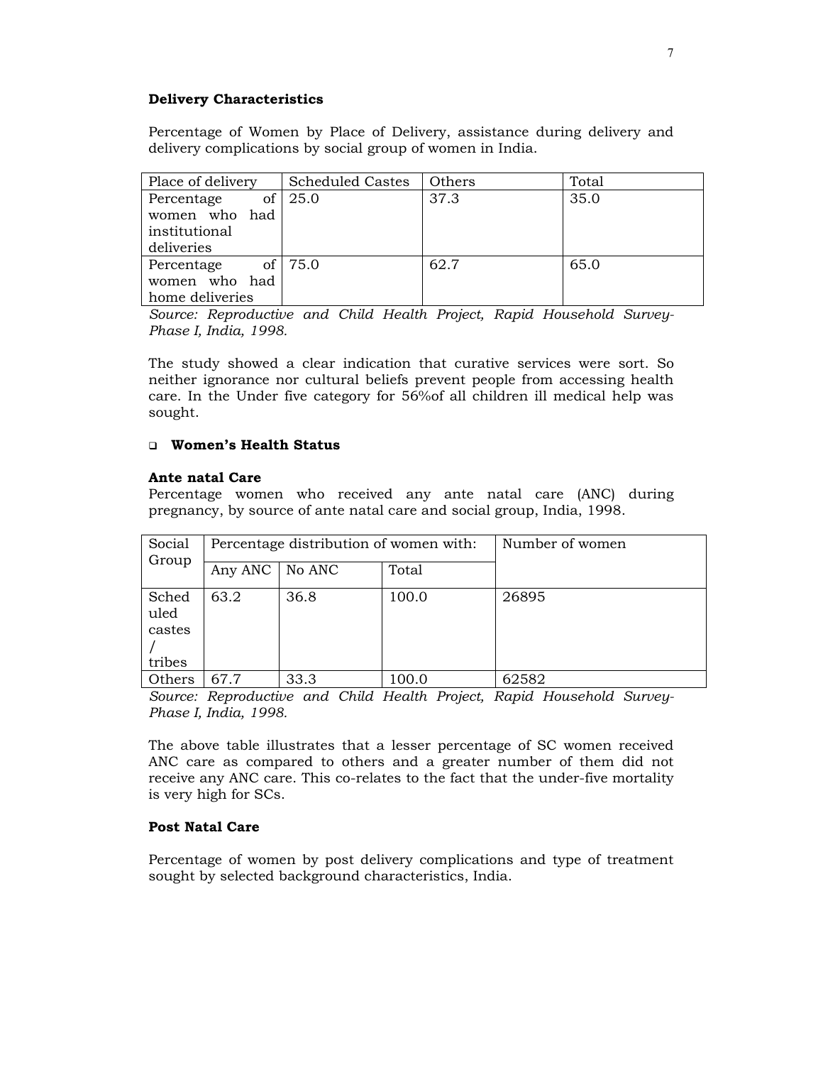**Delivery Characteristics**

Percentage of Women by Place of Delivery, assistance during delivery and delivery complications by social group of women in India.

| Place of delivery | Scheduled Castes | Others | Total |
|---|---|---|---|
| Percentage of women who had institutional deliveries | 25.0 | 37.3 | 35.0 |
| Percentage of women who had home deliveries | 75.0 | 62.7 | 65.0 |

*Source: Reproductive and Child Health Project, Rapid Household Survey-Phase I, India, 1998.*

The study showed a clear indication that curative services were sort. So neither ignorance nor cultural beliefs prevent people from accessing health care. In the Under five category for 56%of all children ill medical help was sought.

- **Women's Health Status**

**Ante natal Care**

Percentage women who received any ante natal care (ANC) during pregnancy, by source of ante natal care and social group, India, 1998.

| Social Group | Percentage distribution of women with: | | | Number of women |
|---|---|---|---|---|
| | Any ANC | No ANC | Total | |
| Scheduled castes / tribes | 63.2 | 36.8 | 100.0 | 26895 |
| Others | 67.7 | 33.3 | 100.0 | 62582 |

*Source: Reproductive and Child Health Project, Rapid Household Survey-Phase I, India, 1998.*

The above table illustrates that a lesser percentage of SC women received ANC care as compared to others and a greater number of them did not receive any ANC care. This co-relates to the fact that the under-five mortality is very high for SCs.

**Post Natal Care**

Percentage of women by post delivery complications and type of treatment sought by selected background characteristics, India.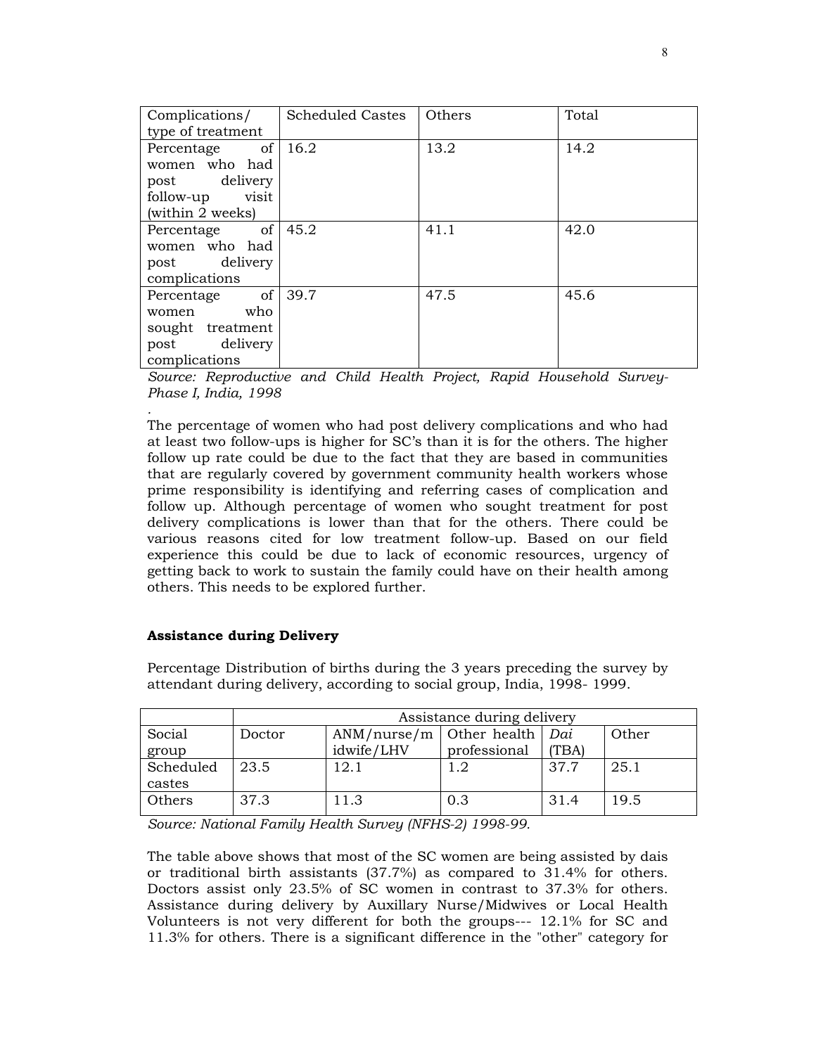| Complications/ type of treatment | Scheduled Castes | Others | Total |
| --- | --- | --- | --- |
| Percentage of women who had post delivery follow-up visit (within 2 weeks) | 16.2 | 13.2 | 14.2 |
| Percentage of women who had post delivery complications | 45.2 | 41.1 | 42.0 |
| Percentage of women who sought treatment post delivery complications | 39.7 | 47.5 | 45.6 |

*Source: Reproductive and Child Health Project, Rapid Household Survey-Phase I, India, 1998*

.

The percentage of women who had post delivery complications and who had at least two follow-ups is higher for SC's than it is for the others. The higher follow up rate could be due to the fact that they are based in communities that are regularly covered by government community health workers whose prime responsibility is identifying and referring cases of complication and follow up. Although percentage of women who sought treatment for post delivery complications is lower than that for the others. There could be various reasons cited for low treatment follow-up. Based on our field experience this could be due to lack of economic resources, urgency of getting back to work to sustain the family could have on their health among others. This needs to be explored further.

**Assistance during Delivery**

Percentage Distribution of births during the 3 years preceding the survey by attendant during delivery, according to social group, India, 1998- 1999.

| | Assistance during delivery | | | | |
| --- | --- | --- | --- | --- | --- |
| Social group | Doctor | ANM/nurse/midwife/LHV | Other health professional | *Dai* (TBA) | Other |
| Scheduled castes | 23.5 | 12.1 | 1.2 | 37.7 | 25.1 |
| Others | 37.3 | 11.3 | 0.3 | 31.4 | 19.5 |

*Source: National Family Health Survey (NFHS-2) 1998-99.*

The table above shows that most of the SC women are being assisted by dais or traditional birth assistants (37.7%) as compared to 31.4% for others. Doctors assist only 23.5% of SC women in contrast to 37.3% for others. Assistance during delivery by Auxillary Nurse/Midwives or Local Health Volunteers is not very different for both the groups--- 12.1% for SC and 11.3% for others. There is a significant difference in the "other" category for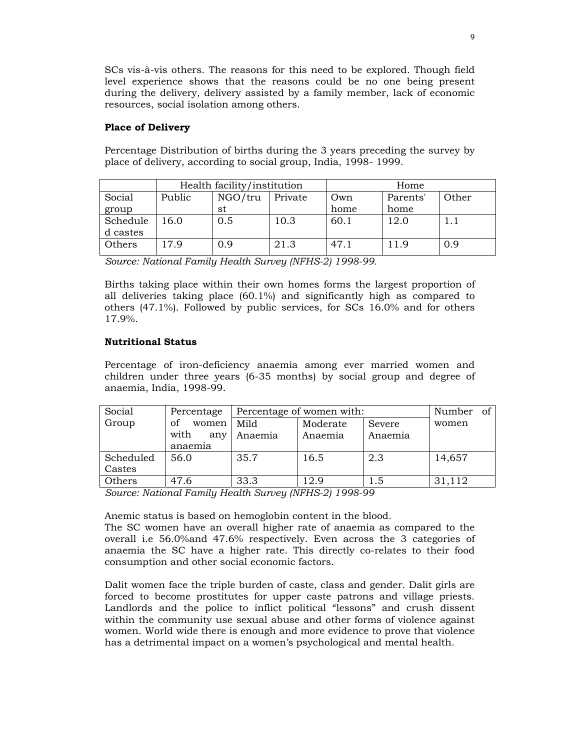SCs vis-à-vis others. The reasons for this need to be explored. Though field level experience shows that the reasons could be no one being present during the delivery, delivery assisted by a family member, lack of economic resources, social isolation among others.

**Place of Delivery**

Percentage Distribution of births during the 3 years preceding the survey by place of delivery, according to social group, India, 1998- 1999.

| | Health facility/institution | | | Home | | |
|---|---|---|---|---|---|---|
| Social group | Public | NGO/trust | Private | Own home | Parents' home | Other |
| Scheduled castes | 16.0 | 0.5 | 10.3 | 60.1 | 12.0 | 1.1 |
| Others | 17.9 | 0.9 | 21.3 | 47.1 | 11.9 | 0.9 |

*Source: National Family Health Survey (NFHS-2) 1998-99.*

Births taking place within their own homes forms the largest proportion of all deliveries taking place (60.1%) and significantly high as compared to others (47.1%). Followed by public services, for SCs 16.0% and for others 17.9%.

**Nutritional Status**

Percentage of iron-deficiency anaemia among ever married women and children under three years (6-35 months) by social group and degree of anaemia, India, 1998-99.

| Social Group | Percentage of women with any anaemia | Percentage of women with: | | | Number of women |
|---|---|---|---|---|---|
| | | Mild Anaemia | Moderate Anaemia | Severe Anaemia | |
| Scheduled Castes | 56.0 | 35.7 | 16.5 | 2.3 | 14,657 |
| Others | 47.6 | 33.3 | 12.9 | 1.5 | 31,112 |

*Source: National Family Health Survey (NFHS-2) 1998-99*

Anemic status is based on hemoglobin content in the blood.
The SC women have an overall higher rate of anaemia as compared to the overall i.e 56.0%and 47.6% respectively. Even across the 3 categories of anaemia the SC have a higher rate. This directly co-relates to their food consumption and other social economic factors.

Dalit women face the triple burden of caste, class and gender. Dalit girls are forced to become prostitutes for upper caste patrons and village priests. Landlords and the police to inflict political "lessons" and crush dissent within the community use sexual abuse and other forms of violence against women. World wide there is enough and more evidence to prove that violence has a detrimental impact on a women's psychological and mental health.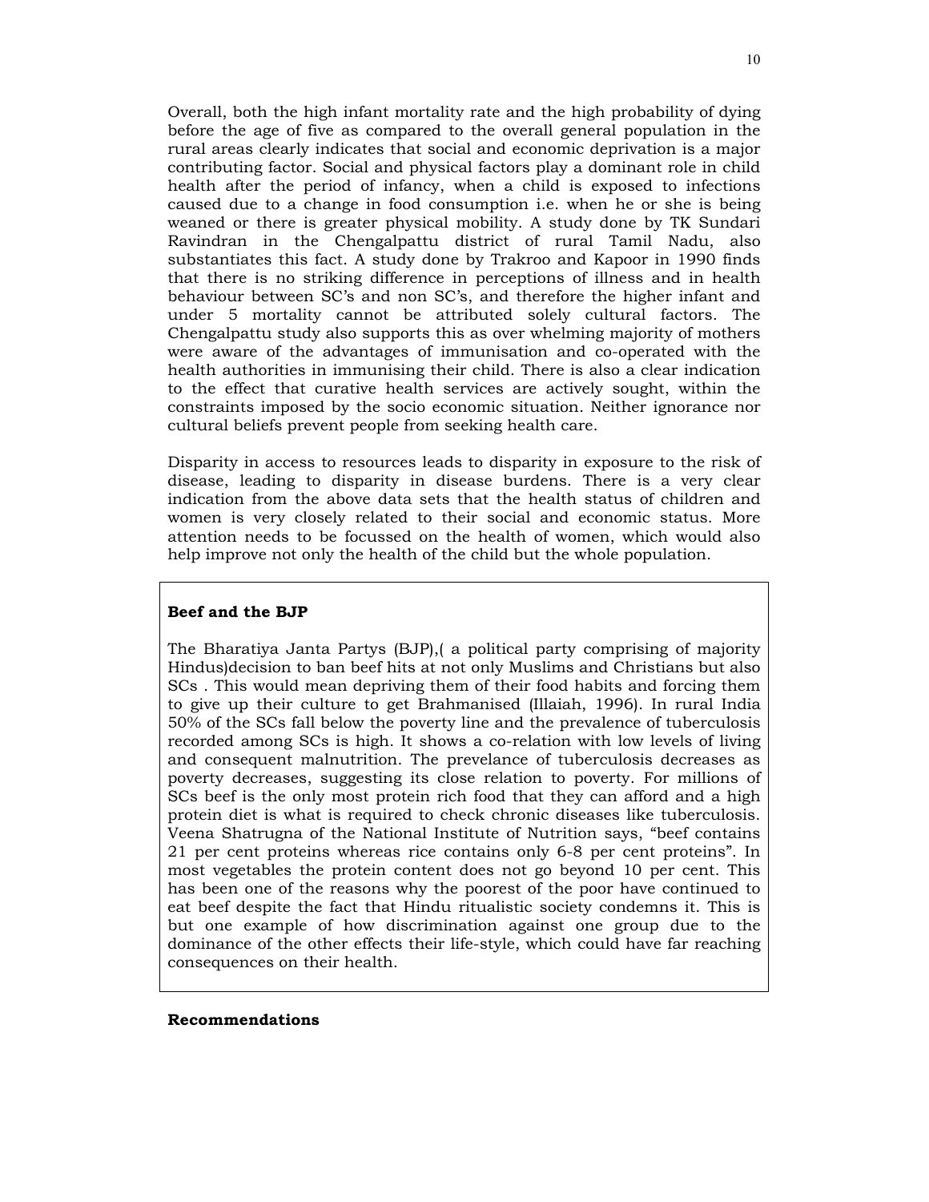Overall, both the high infant mortality rate and the high probability of dying before the age of five as compared to the overall general population in the rural areas clearly indicates that social and economic deprivation is a major contributing factor. Social and physical factors play a dominant role in child health after the period of infancy, when a child is exposed to infections caused due to a change in food consumption i.e. when he or she is being weaned or there is greater physical mobility. A study done by TK Sundari Ravindran in the Chengalpattu district of rural Tamil Nadu, also substantiates this fact. A study done by Trakroo and Kapoor in 1990 finds that there is no striking difference in perceptions of illness and in health behaviour between SC's and non SC's, and therefore the higher infant and under 5 mortality cannot be attributed solely cultural factors. The Chengalpattu study also supports this as over whelming majority of mothers were aware of the advantages of immunisation and co-operated with the health authorities in immunising their child. There is also a clear indication to the effect that curative health services are actively sought, within the constraints imposed by the socio economic situation. Neither ignorance nor cultural beliefs prevent people from seeking health care.

Disparity in access to resources leads to disparity in exposure to the risk of disease, leading to disparity in disease burdens. There is a very clear indication from the above data sets that the health status of children and women is very closely related to their social and economic status. More attention needs to be focussed on the health of women, which would also help improve not only the health of the child but the whole population.

**Beef and the BJP**

The Bharatiya Janta Partys (BJP),( a political party comprising of majority Hindus)decision to ban beef hits at not only Muslims and Christians but also SCs . This would mean depriving them of their food habits and forcing them to give up their culture to get Brahmanised (Illaiah, 1996). In rural India 50% of the SCs fall below the poverty line and the prevalence of tuberculosis recorded among SCs is high. It shows a co-relation with low levels of living and consequent malnutrition. The prevelance of tuberculosis decreases as poverty decreases, suggesting its close relation to poverty. For millions of SCs beef is the only most protein rich food that they can afford and a high protein diet is what is required to check chronic diseases like tuberculosis. Veena Shatrugna of the National Institute of Nutrition says, "beef contains 21 per cent proteins whereas rice contains only 6-8 per cent proteins". In most vegetables the protein content does not go beyond 10 per cent. This has been one of the reasons why the poorest of the poor have continued to eat beef despite the fact that Hindu ritualistic society condemns it. This is but one example of how discrimination against one group due to the dominance of the other effects their life-style, which could have far reaching consequences on their health.

**Recommendations**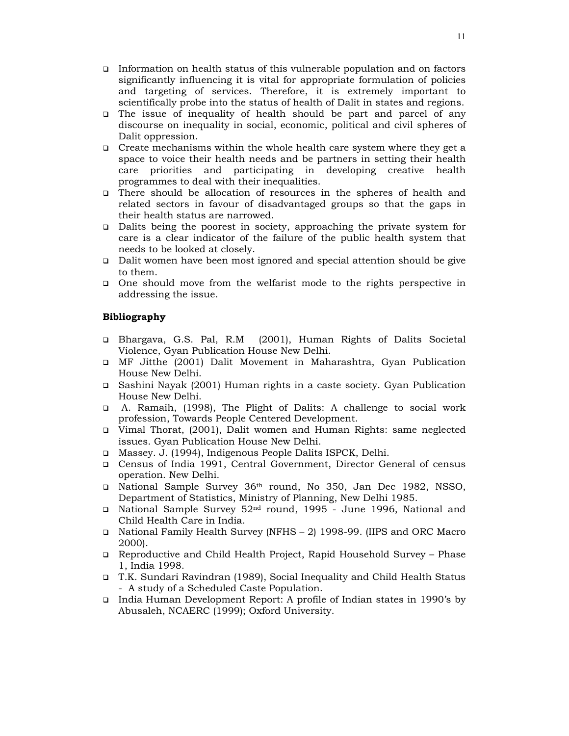- Information on health status of this vulnerable population and on factors significantly influencing it is vital for appropriate formulation of policies and targeting of services. Therefore, it is extremely important to scientifically probe into the status of health of Dalit in states and regions.
- The issue of inequality of health should be part and parcel of any discourse on inequality in social, economic, political and civil spheres of Dalit oppression.
- Create mechanisms within the whole health care system where they get a space to voice their health needs and be partners in setting their health care priorities and participating in developing creative health programmes to deal with their inequalities.
- There should be allocation of resources in the spheres of health and related sectors in favour of disadvantaged groups so that the gaps in their health status are narrowed.
- Dalits being the poorest in society, approaching the private system for care is a clear indicator of the failure of the public health system that needs to be looked at closely.
- Dalit women have been most ignored and special attention should be give to them.
- One should move from the welfarist mode to the rights perspective in addressing the issue.

**Bibliography**

- Bhargava, G.S. Pal, R.M (2001), Human Rights of Dalits Societal Violence, Gyan Publication House New Delhi.
- MF Jitthe (2001) Dalit Movement in Maharashtra, Gyan Publication House New Delhi.
- Sashini Nayak (2001) Human rights in a caste society. Gyan Publication House New Delhi.
- A. Ramaih, (1998), The Plight of Dalits: A challenge to social work profession, Towards People Centered Development.
- Vimal Thorat, (2001), Dalit women and Human Rights: same neglected issues. Gyan Publication House New Delhi.
- Massey. J. (1994), Indigenous People Dalits ISPCK, Delhi.
- Census of India 1991, Central Government, Director General of census operation. New Delhi.
- National Sample Survey 36th round, No 350, Jan Dec 1982, NSSO, Department of Statistics, Ministry of Planning, New Delhi 1985.
- National Sample Survey 52nd round, 1995 - June 1996, National and Child Health Care in India.
- National Family Health Survey (NFHS – 2) 1998-99. (IIPS and ORC Macro 2000).
- Reproductive and Child Health Project, Rapid Household Survey – Phase 1, India 1998.
- T.K. Sundari Ravindran (1989), Social Inequality and Child Health Status - A study of a Scheduled Caste Population.
- India Human Development Report: A profile of Indian states in 1990's by Abusaleh, NCAERC (1999); Oxford University.